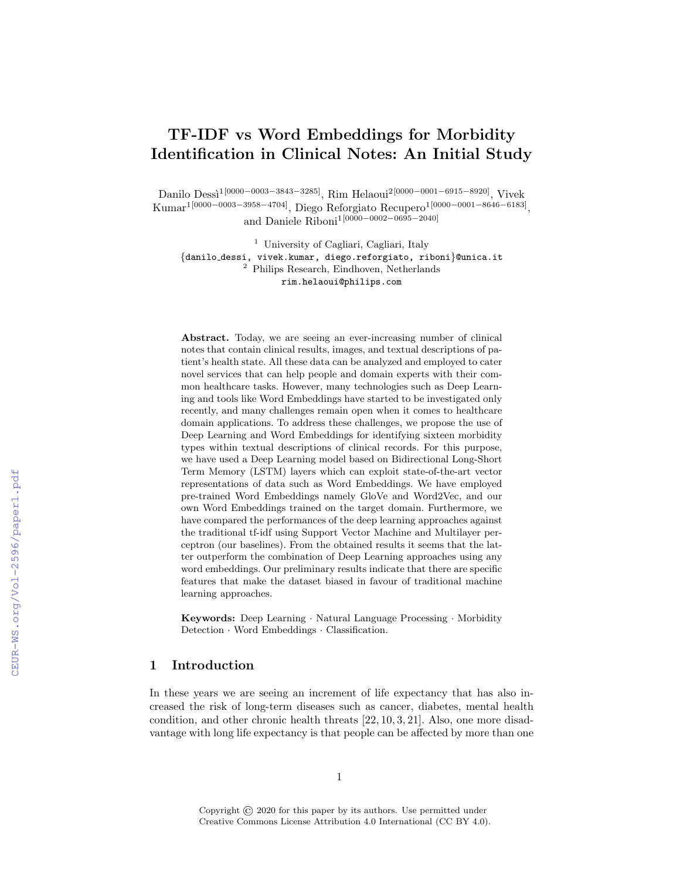# TF-IDF vs Word Embeddings for Morbidity Identification in Clinical Notes: An Initial Study

Danilo Dessì[1[0000−0003−3843−3285]], Rim Helaoui[2[0000−0001−6915−8920]], Vivek Kumar[1[0000−0003−3958−4704]], Diego Reforgiato Recupero[1[0000−0001−8646−6183]], and Daniele Riboni[1[0000−0002−0695−2040]]

[1] University of Cagliari, Cagliari, Italy
{danilo_dessi, vivek.kumar, diego.reforgiato, riboni}@unica.it
[2] Philips Research, Eindhoven, Netherlands
rim.helaoui@philips.com

**Abstract.** Today, we are seeing an ever-increasing number of clinical notes that contain clinical results, images, and textual descriptions of patient's health state. All these data can be analyzed and employed to cater novel services that can help people and domain experts with their common healthcare tasks. However, many technologies such as Deep Learning and tools like Word Embeddings have started to be investigated only recently, and many challenges remain open when it comes to healthcare domain applications. To address these challenges, we propose the use of Deep Learning and Word Embeddings for identifying sixteen morbidity types within textual descriptions of clinical records. For this purpose, we have used a Deep Learning model based on Bidirectional Long-Short Term Memory (LSTM) layers which can exploit state-of-the-art vector representations of data such as Word Embeddings. We have employed pre-trained Word Embeddings namely GloVe and Word2Vec, and our own Word Embeddings trained on the target domain. Furthermore, we have compared the performances of the deep learning approaches against the traditional tf-idf using Support Vector Machine and Multilayer perceptron (our baselines). From the obtained results it seems that the latter outperform the combination of Deep Learning approaches using any word embeddings. Our preliminary results indicate that there are specific features that make the dataset biased in favour of traditional machine learning approaches.

**Keywords:** Deep Learning · Natural Language Processing · Morbidity Detection · Word Embeddings · Classification.

## 1 Introduction

In these years we are seeing an increment of life expectancy that has also increased the risk of long-term diseases such as cancer, diabetes, mental health condition, and other chronic health threats [22, 10, 3, 21]. Also, one more disadvantage with long life expectancy is that people can be affected by more than one

Copyright © 2020 for this paper by its authors. Use permitted under Creative Commons License Attribution 4.0 International (CC BY 4.0).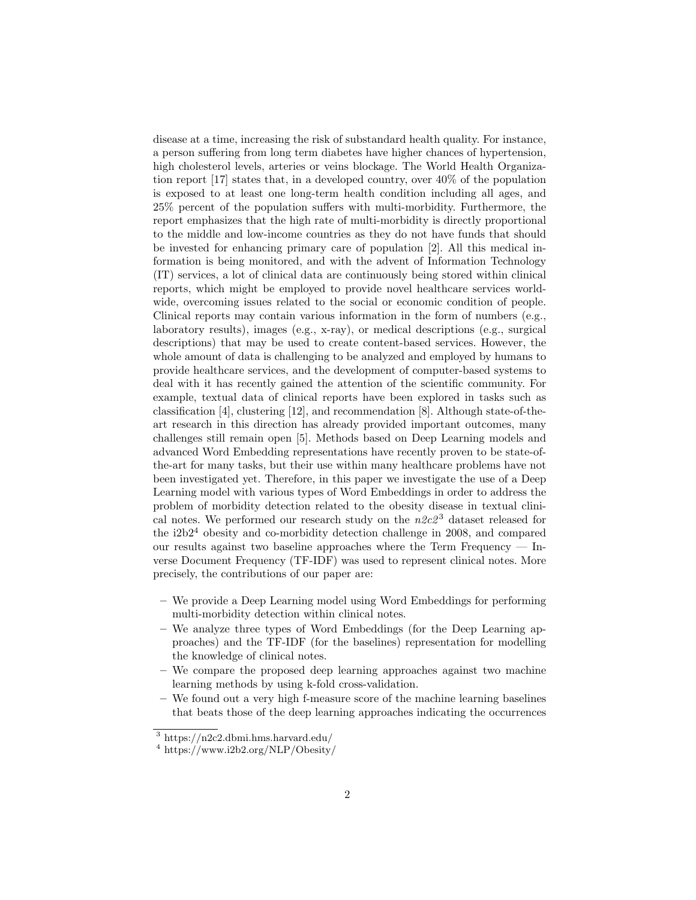disease at a time, increasing the risk of substandard health quality. For instance, a person suffering from long term diabetes have higher chances of hypertension, high cholesterol levels, arteries or veins blockage. The World Health Organization report [17] states that, in a developed country, over 40% of the population is exposed to at least one long-term health condition including all ages, and 25% percent of the population suffers with multi-morbidity. Furthermore, the report emphasizes that the high rate of multi-morbidity is directly proportional to the middle and low-income countries as they do not have funds that should be invested for enhancing primary care of population [2]. All this medical information is being monitored, and with the advent of Information Technology (IT) services, a lot of clinical data are continuously being stored within clinical reports, which might be employed to provide novel healthcare services worldwide, overcoming issues related to the social or economic condition of people. Clinical reports may contain various information in the form of numbers (e.g., laboratory results), images (e.g., x-ray), or medical descriptions (e.g., surgical descriptions) that may be used to create content-based services. However, the whole amount of data is challenging to be analyzed and employed by humans to provide healthcare services, and the development of computer-based systems to deal with it has recently gained the attention of the scientific community. For example, textual data of clinical reports have been explored in tasks such as classification [4], clustering [12], and recommendation [8]. Although state-of-the-art research in this direction has already provided important outcomes, many challenges still remain open [5]. Methods based on Deep Learning models and advanced Word Embedding representations have recently proven to be state-of-the-art for many tasks, but their use within many healthcare problems have not been investigated yet. Therefore, in this paper we investigate the use of a Deep Learning model with various types of Word Embeddings in order to address the problem of morbidity detection related to the obesity disease in textual clinical notes. We performed our research study on the *n2c2*[3] dataset released for the i2b2[4] obesity and co-morbidity detection challenge in 2008, and compared our results against two baseline approaches where the Term Frequency — Inverse Document Frequency (TF-IDF) was used to represent clinical notes. More precisely, the contributions of our paper are:

- We provide a Deep Learning model using Word Embeddings for performing multi-morbidity detection within clinical notes.
- We analyze three types of Word Embeddings (for the Deep Learning approaches) and the TF-IDF (for the baselines) representation for modelling the knowledge of clinical notes.
- We compare the proposed deep learning approaches against two machine learning methods by using k-fold cross-validation.
- We found out a very high f-measure score of the machine learning baselines that beats those of the deep learning approaches indicating the occurrences

[3] https://n2c2.dbmi.hms.harvard.edu/

[4] https://www.i2b2.org/NLP/Obesity/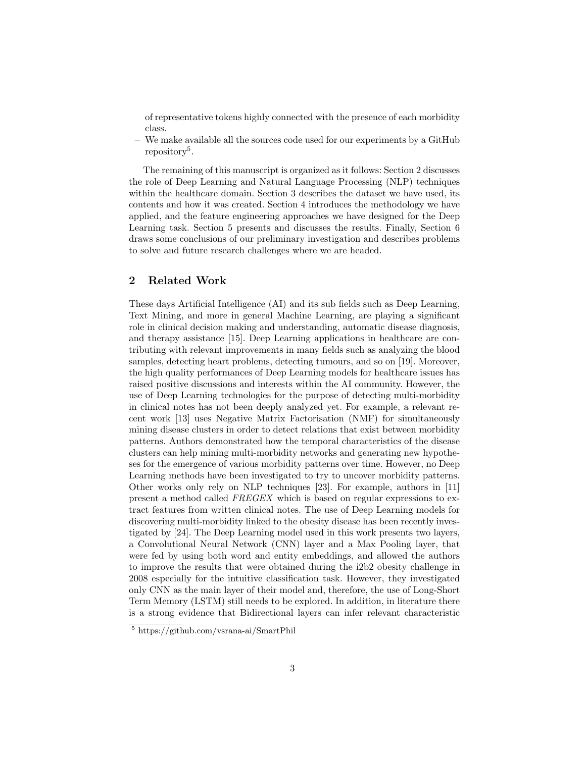of representative tokens highly connected with the presence of each morbidity class.

– We make available all the sources code used for our experiments by a GitHub repository[5].

The remaining of this manuscript is organized as it follows: Section 2 discusses the role of Deep Learning and Natural Language Processing (NLP) techniques within the healthcare domain. Section 3 describes the dataset we have used, its contents and how it was created. Section 4 introduces the methodology we have applied, and the feature engineering approaches we have designed for the Deep Learning task. Section 5 presents and discusses the results. Finally, Section 6 draws some conclusions of our preliminary investigation and describes problems to solve and future research challenges where we are headed.

## 2 Related Work

These days Artificial Intelligence (AI) and its sub fields such as Deep Learning, Text Mining, and more in general Machine Learning, are playing a significant role in clinical decision making and understanding, automatic disease diagnosis, and therapy assistance [15]. Deep Learning applications in healthcare are contributing with relevant improvements in many fields such as analyzing the blood samples, detecting heart problems, detecting tumours, and so on [19]. Moreover, the high quality performances of Deep Learning models for healthcare issues has raised positive discussions and interests within the AI community. However, the use of Deep Learning technologies for the purpose of detecting multi-morbidity in clinical notes has not been deeply analyzed yet. For example, a relevant recent work [13] uses Negative Matrix Factorisation (NMF) for simultaneously mining disease clusters in order to detect relations that exist between morbidity patterns. Authors demonstrated how the temporal characteristics of the disease clusters can help mining multi-morbidity networks and generating new hypotheses for the emergence of various morbidity patterns over time. However, no Deep Learning methods have been investigated to try to uncover morbidity patterns. Other works only rely on NLP techniques [23]. For example, authors in [11] present a method called *FREGEX* which is based on regular expressions to extract features from written clinical notes. The use of Deep Learning models for discovering multi-morbidity linked to the obesity disease has been recently investigated by [24]. The Deep Learning model used in this work presents two layers, a Convolutional Neural Network (CNN) layer and a Max Pooling layer, that were fed by using both word and entity embeddings, and allowed the authors to improve the results that were obtained during the i2b2 obesity challenge in 2008 especially for the intuitive classification task. However, they investigated only CNN as the main layer of their model and, therefore, the use of Long-Short Term Memory (LSTM) still needs to be explored. In addition, in literature there is a strong evidence that Bidirectional layers can infer relevant characteristic

[5] https://github.com/vsrana-ai/SmartPhil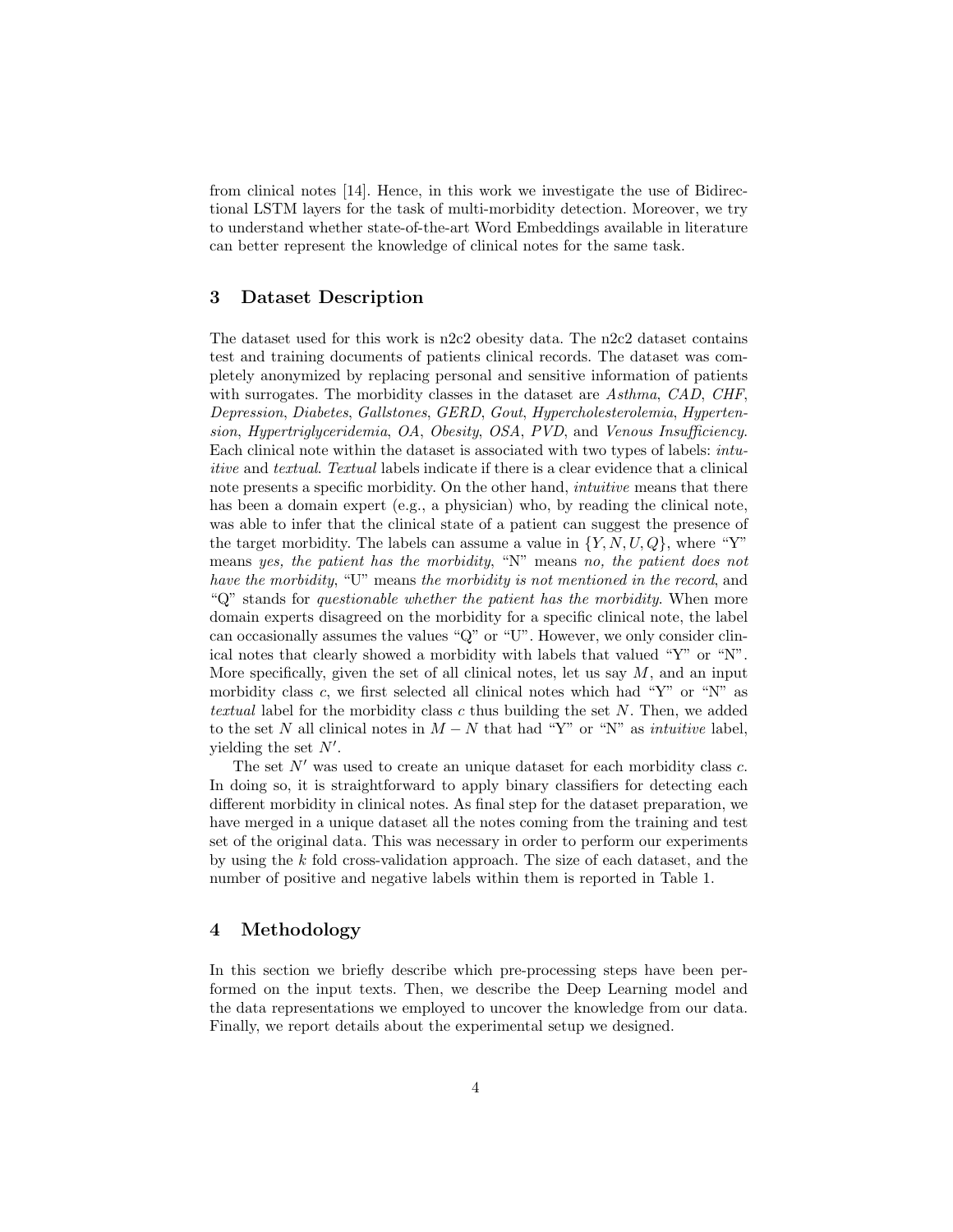from clinical notes [14]. Hence, in this work we investigate the use of Bidirectional LSTM layers for the task of multi-morbidity detection. Moreover, we try to understand whether state-of-the-art Word Embeddings available in literature can better represent the knowledge of clinical notes for the same task.

## 3 Dataset Description

The dataset used for this work is n2c2 obesity data. The n2c2 dataset contains test and training documents of patients clinical records. The dataset was completely anonymized by replacing personal and sensitive information of patients with surrogates. The morbidity classes in the dataset are *Asthma*, *CAD*, *CHF*, *Depression*, *Diabetes*, *Gallstones*, *GERD*, *Gout*, *Hypercholesterolemia*, *Hypertension*, *Hypertriglyceridemia*, *OA*, *Obesity*, *OSA*, *PVD*, and *Venous Insufficiency*. Each clinical note within the dataset is associated with two types of labels: *intuitive* and *textual*. *Textual* labels indicate if there is a clear evidence that a clinical note presents a specific morbidity. On the other hand, *intuitive* means that there has been a domain expert (e.g., a physician) who, by reading the clinical note, was able to infer that the clinical state of a patient can suggest the presence of the target morbidity. The labels can assume a value in $\{Y, N, U, Q\}$, where "Y" means *yes, the patient has the morbidity*, "N" means *no, the patient does not have the morbidity*, "U" means *the morbidity is not mentioned in the record*, and "Q" stands for *questionable whether the patient has the morbidity*. When more domain experts disagreed on the morbidity for a specific clinical note, the label can occasionally assumes the values "Q" or "U". However, we only consider clinical notes that clearly showed a morbidity with labels that valued "Y" or "N". More specifically, given the set of all clinical notes, let us say $M$, and an input morbidity class $c$, we first selected all clinical notes which had "Y" or "N" as *textual* label for the morbidity class $c$ thus building the set $N$. Then, we added to the set $N$ all clinical notes in $M - N$ that had "Y" or "N" as *intuitive* label, yielding the set $N'$.

The set $N'$ was used to create an unique dataset for each morbidity class $c$. In doing so, it is straightforward to apply binary classifiers for detecting each different morbidity in clinical notes. As final step for the dataset preparation, we have merged in a unique dataset all the notes coming from the training and test set of the original data. This was necessary in order to perform our experiments by using the $k$ fold cross-validation approach. The size of each dataset, and the number of positive and negative labels within them is reported in Table 1.

## 4 Methodology

In this section we briefly describe which pre-processing steps have been performed on the input texts. Then, we describe the Deep Learning model and the data representations we employed to uncover the knowledge from our data. Finally, we report details about the experimental setup we designed.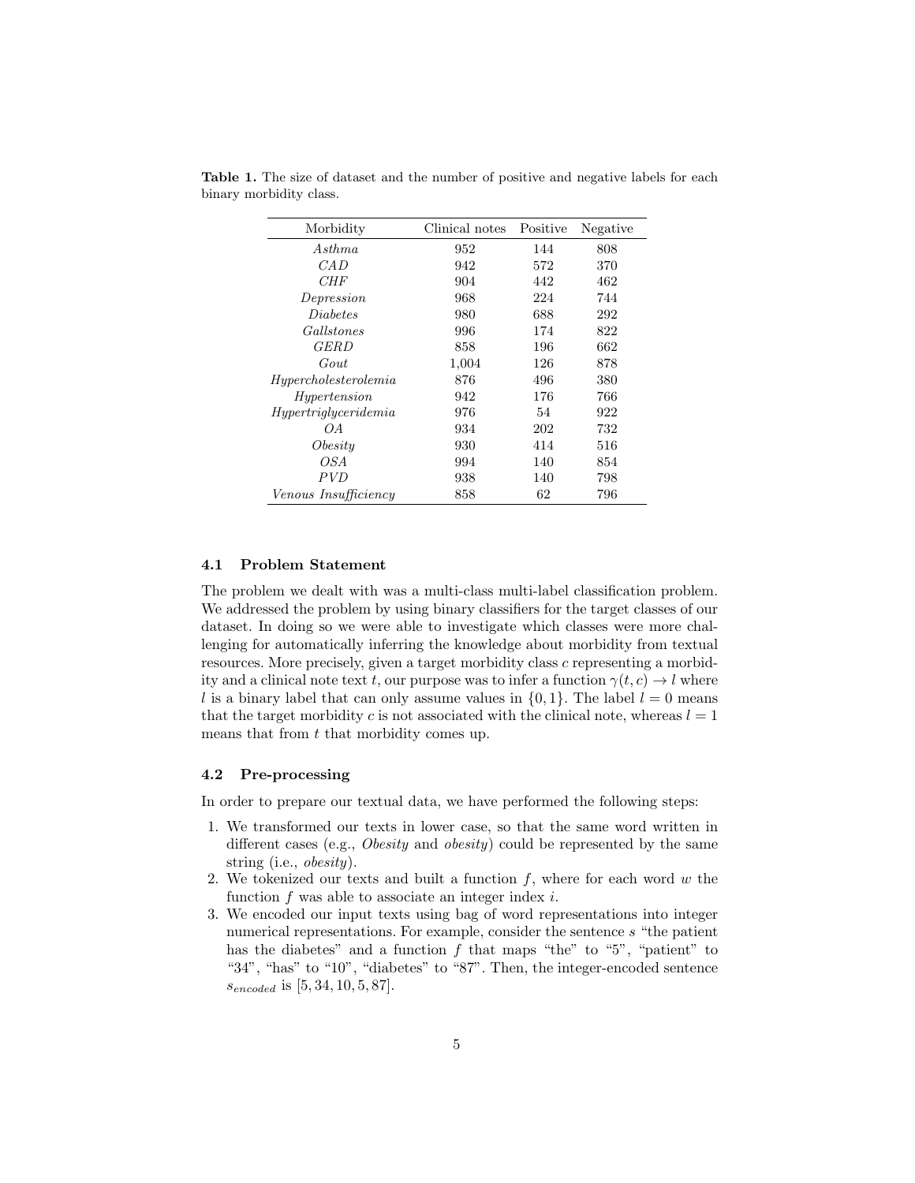**Table 1.** The size of dataset and the number of positive and negative labels for each binary morbidity class.

| Morbidity | Clinical notes | Positive | Negative |
|---|---|---|---|
| *Asthma* | 952 | 144 | 808 |
| *CAD* | 942 | 572 | 370 |
| *CHF* | 904 | 442 | 462 |
| *Depression* | 968 | 224 | 744 |
| *Diabetes* | 980 | 688 | 292 |
| *Gallstones* | 996 | 174 | 822 |
| *GERD* | 858 | 196 | 662 |
| *Gout* | 1,004 | 126 | 878 |
| *Hypercholesterolemia* | 876 | 496 | 380 |
| *Hypertension* | 942 | 176 | 766 |
| *Hypertriglyceridemia* | 976 | 54 | 922 |
| *OA* | 934 | 202 | 732 |
| *Obesity* | 930 | 414 | 516 |
| *OSA* | 994 | 140 | 854 |
| *PVD* | 938 | 140 | 798 |
| *Venous Insufficiency* | 858 | 62 | 796 |

### 4.1 Problem Statement

The problem we dealt with was a multi-class multi-label classification problem. We addressed the problem by using binary classifiers for the target classes of our dataset. In doing so we were able to investigate which classes were more challenging for automatically inferring the knowledge about morbidity from textual resources. More precisely, given a target morbidity class $c$ representing a morbidity and a clinical note text $t$, our purpose was to infer a function $\gamma(t, c) \rightarrow l$ where $l$ is a binary label that can only assume values in $\{0, 1\}$. The label $l = 0$ means that the target morbidity $c$ is not associated with the clinical note, whereas $l = 1$ means that from $t$ that morbidity comes up.

### 4.2 Pre-processing

In order to prepare our textual data, we have performed the following steps:

1. We transformed our texts in lower case, so that the same word written in different cases (e.g., *Obesity* and *obesity*) could be represented by the same string (i.e., *obesity*).
2. We tokenized our texts and built a function $f$, where for each word $w$ the function $f$ was able to associate an integer index $i$.
3. We encoded our input texts using bag of word representations into integer numerical representations. For example, consider the sentence $s$ "the patient has the diabetes" and a function $f$ that maps "the" to "5", "patient" to "34", "has" to "10", "diabetes" to "87". Then, the integer-encoded sentence $s_{encoded}$ is $[5, 34, 10, 5, 87]$.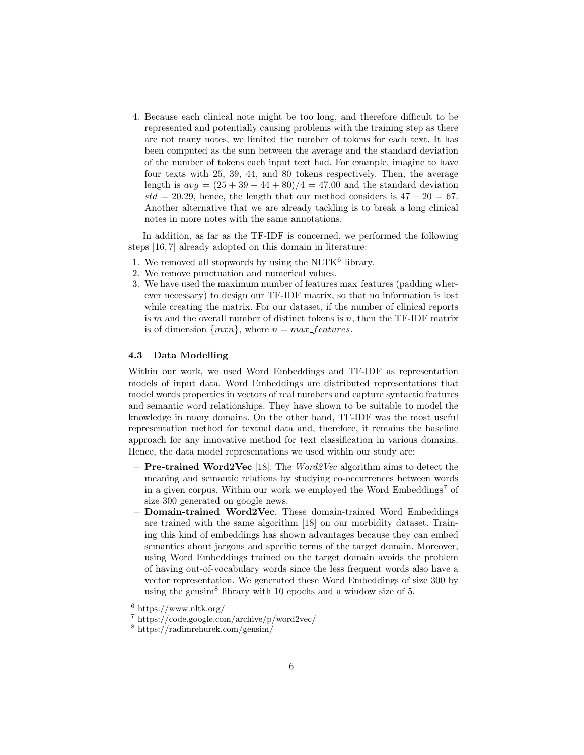4. Because each clinical note might be too long, and therefore difficult to be represented and potentially causing problems with the training step as there are not many notes, we limited the number of tokens for each text. It has been computed as the sum between the average and the standard deviation of the number of tokens each input text had. For example, imagine to have four texts with 25, 39, 44, and 80 tokens respectively. Then, the average length is $avg = (25 + 39 + 44 + 80)/4 = 47.00$ and the standard deviation $std = 20.29$, hence, the length that our method considers is $47 + 20 = 67$. Another alternative that we are already tackling is to break a long clinical notes in more notes with the same annotations.

In addition, as far as the TF-IDF is concerned, we performed the following steps [16, 7] already adopted on this domain in literature:

1. We removed all stopwords by using the NLTK[6] library.
2. We remove punctuation and numerical values.
3. We have used the maximum number of features max_features (padding wherever necessary) to design our TF-IDF matrix, so that no information is lost while creating the matrix. For our dataset, if the number of clinical reports is $m$ and the overall number of distinct tokens is $n$, then the TF-IDF matrix is of dimension $\{mxn\}$, where $n = max\_features$.

### 4.3 Data Modelling

Within our work, we used Word Embeddings and TF-IDF as representation models of input data. Word Embeddings are distributed representations that model words properties in vectors of real numbers and capture syntactic features and semantic word relationships. They have shown to be suitable to model the knowledge in many domains. On the other hand, TF-IDF was the most useful representation method for textual data and, therefore, it remains the baseline approach for any innovative method for text classification in various domains. Hence, the data model representations we used within our study are:

- **Pre-trained Word2Vec** [18]. The *Word2Vec* algorithm aims to detect the meaning and semantic relations by studying co-occurrences between words in a given corpus. Within our work we employed the Word Embeddings[7] of size 300 generated on google news.
- **Domain-trained Word2Vec**. These domain-trained Word Embeddings are trained with the same algorithm [18] on our morbidity dataset. Training this kind of embeddings has shown advantages because they can embed semantics about jargons and specific terms of the target domain. Moreover, using Word Embeddings trained on the target domain avoids the problem of having out-of-vocabulary words since the less frequent words also have a vector representation. We generated these Word Embeddings of size 300 by using the gensim[8] library with 10 epochs and a window size of 5.

[6] https://www.nltk.org/

[7] https://code.google.com/archive/p/word2vec/

[8] https://radimrehurek.com/gensim/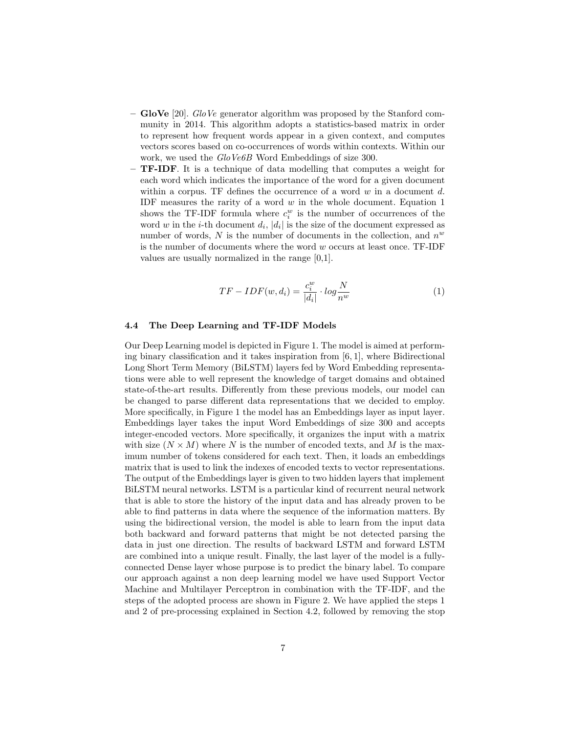- **GloVe** [20]. *GloVe* generator algorithm was proposed by the Stanford community in 2014. This algorithm adopts a statistics-based matrix in order to represent how frequent words appear in a given context, and computes vectors scores based on co-occurrences of words within contexts. Within our work, we used the *GloVe6B* Word Embeddings of size 300.
- **TF-IDF**. It is a technique of data modelling that computes a weight for each word which indicates the importance of the word for a given document within a corpus. TF defines the occurrence of a word $w$ in a document $d$. IDF measures the rarity of a word $w$ in the whole document. Equation 1 shows the TF-IDF formula where $c_i^w$ is the number of occurrences of the word $w$ in the $i$-th document $d_i$, $|d_i|$ is the size of the document expressed as number of words, $N$ is the number of documents in the collection, and $n^w$ is the number of documents where the word $w$ occurs at least once. TF-IDF values are usually normalized in the range [0,1].

$$TF-IDF(w, d_i) = \frac{c_i^w}{|d_i|} \cdot log\frac{N}{n^w} \tag{1}$$

### 4.4 The Deep Learning and TF-IDF Models

Our Deep Learning model is depicted in Figure 1. The model is aimed at performing binary classification and it takes inspiration from [6, 1], where Bidirectional Long Short Term Memory (BiLSTM) layers fed by Word Embedding representations were able to well represent the knowledge of target domains and obtained state-of-the-art results. Differently from these previous models, our model can be changed to parse different data representations that we decided to employ. More specifically, in Figure 1 the model has an Embeddings layer as input layer. Embeddings layer takes the input Word Embeddings of size 300 and accepts integer-encoded vectors. More specifically, it organizes the input with a matrix with size $(N \times M)$ where $N$ is the number of encoded texts, and $M$ is the maximum number of tokens considered for each text. Then, it loads an embeddings matrix that is used to link the indexes of encoded texts to vector representations. The output of the Embeddings layer is given to two hidden layers that implement BiLSTM neural networks. LSTM is a particular kind of recurrent neural network that is able to store the history of the input data and has already proven to be able to find patterns in data where the sequence of the information matters. By using the bidirectional version, the model is able to learn from the input data both backward and forward patterns that might be not detected parsing the data in just one direction. The results of backward LSTM and forward LSTM are combined into a unique result. Finally, the last layer of the model is a fully-connected Dense layer whose purpose is to predict the binary label. To compare our approach against a non deep learning model we have used Support Vector Machine and Multilayer Perceptron in combination with the TF-IDF, and the steps of the adopted process are shown in Figure 2. We have applied the steps 1 and 2 of pre-processing explained in Section 4.2, followed by removing the stop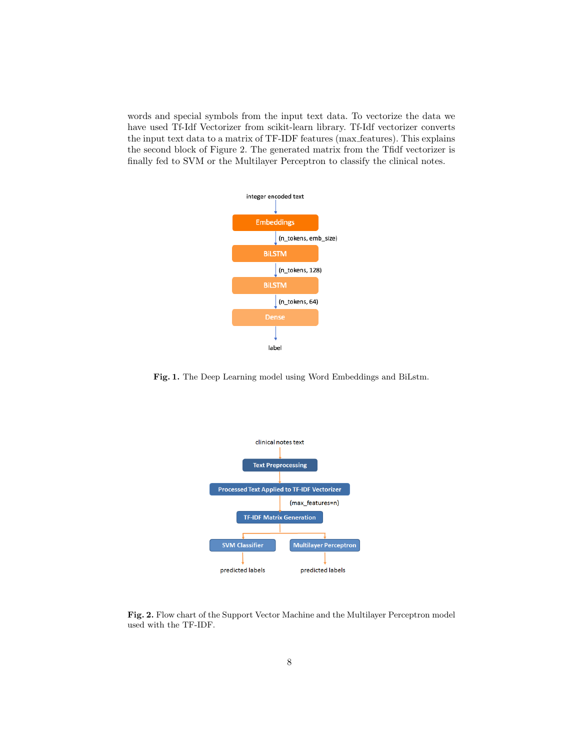words and special symbols from the input text data. To vectorize the data we have used Tf-Idf Vectorizer from scikit-learn library. Tf-Idf vectorizer converts the input text data to a matrix of TF-IDF features (max_features). This explains the second block of Figure 2. The generated matrix from the Tfidf vectorizer is finally fed to SVM or the Multilayer Perceptron to classify the clinical notes.

**Fig. 1.** The Deep Learning model using Word Embeddings and BiLstm.

**Fig. 2.** Flow chart of the Support Vector Machine and the Multilayer Perceptron model used with the TF-IDF.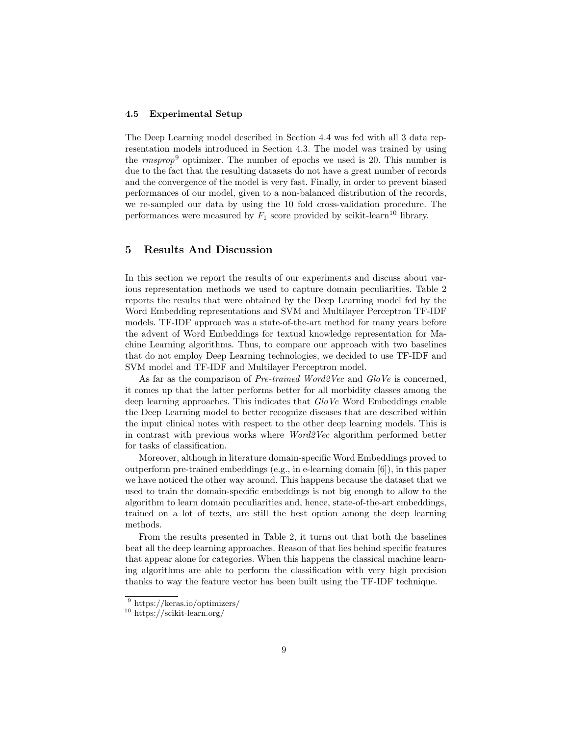### 4.5 Experimental Setup

The Deep Learning model described in Section 4.4 was fed with all 3 data representation models introduced in Section 4.3. The model was trained by using the *rmsprop*[9] optimizer. The number of epochs we used is 20. This number is due to the fact that the resulting datasets do not have a great number of records and the convergence of the model is very fast. Finally, in order to prevent biased performances of our model, given to a non-balanced distribution of the records, we re-sampled our data by using the 10 fold cross-validation procedure. The performances were measured by $F_1$ score provided by scikit-learn[10] library.

## 5 Results And Discussion

In this section we report the results of our experiments and discuss about various representation methods we used to capture domain peculiarities. Table 2 reports the results that were obtained by the Deep Learning model fed by the Word Embedding representations and SVM and Multilayer Perceptron TF-IDF models. TF-IDF approach was a state-of-the-art method for many years before the advent of Word Embeddings for textual knowledge representation for Machine Learning algorithms. Thus, to compare our approach with two baselines that do not employ Deep Learning technologies, we decided to use TF-IDF and SVM model and TF-IDF and Multilayer Perceptron model.

As far as the comparison of *Pre-trained Word2Vec* and *GloVe* is concerned, it comes up that the latter performs better for all morbidity classes among the deep learning approaches. This indicates that *GloVe* Word Embeddings enable the Deep Learning model to better recognize diseases that are described within the input clinical notes with respect to the other deep learning models. This is in contrast with previous works where *Word2Vec* algorithm performed better for tasks of classification.

Moreover, although in literature domain-specific Word Embeddings proved to outperform pre-trained embeddings (e.g., in e-learning domain [6]), in this paper we have noticed the other way around. This happens because the dataset that we used to train the domain-specific embeddings is not big enough to allow to the algorithm to learn domain peculiarities and, hence, state-of-the-art embeddings, trained on a lot of texts, are still the best option among the deep learning methods.

From the results presented in Table 2, it turns out that both the baselines beat all the deep learning approaches. Reason of that lies behind specific features that appear alone for categories. When this happens the classical machine learning algorithms are able to perform the classification with very high precision thanks to way the feature vector has been built using the TF-IDF technique.

[9] https://keras.io/optimizers/

[10] https://scikit-learn.org/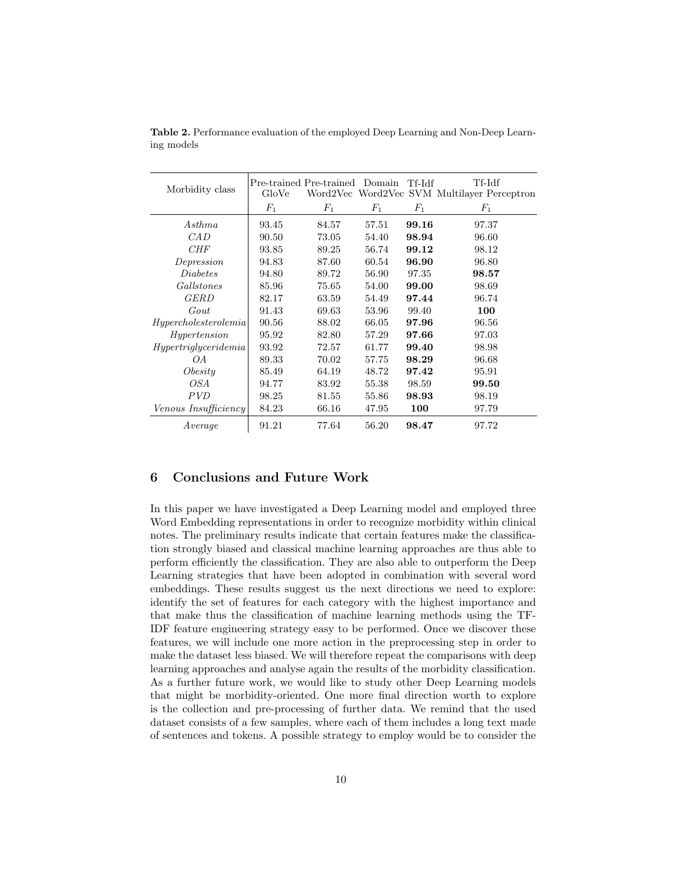**Table 2.** Performance evaluation of the employed Deep Learning and Non-Deep Learning models

| Morbidity class | Pre-trained GloVe | Pre-trained Word2Vec | Domain Word2Vec | Tf-Idf SVM | Tf-Idf Multilayer Perceptron |
|---|---|---|---|---|---|
| | $F_1$ | $F_1$ | $F_1$ | $F_1$ | $F_1$ |
| *Asthma* | 93.45 | 84.57 | 57.51 | **99.16** | 97.37 |
| *CAD* | 90.50 | 73.05 | 54.40 | **98.94** | 96.60 |
| *CHF* | 93.85 | 89.25 | 56.74 | **99.12** | 98.12 |
| *Depression* | 94.83 | 87.60 | 60.54 | **96.90** | 96.80 |
| *Diabetes* | 94.80 | 89.72 | 56.90 | 97.35 | **98.57** |
| *Gallstones* | 85.96 | 75.65 | 54.00 | **99.00** | 98.69 |
| *GERD* | 82.17 | 63.59 | 54.49 | **97.44** | 96.74 |
| *Gout* | 91.43 | 69.63 | 53.96 | 99.40 | **100** |
| *Hypercholesterolemia* | 90.56 | 88.02 | 66.05 | **97.96** | 96.56 |
| *Hypertension* | 95.92 | 82.80 | 57.29 | **97.66** | 97.03 |
| *Hypertriglyceridemia* | 93.92 | 72.57 | 61.77 | **99.40** | 98.98 |
| *OA* | 89.33 | 70.02 | 57.75 | **98.29** | 96.68 |
| *Obesity* | 85.49 | 64.19 | 48.72 | **97.42** | 95.91 |
| *OSA* | 94.77 | 83.92 | 55.38 | 98.59 | **99.50** |
| *PVD* | 98.25 | 81.55 | 55.86 | **98.93** | 98.19 |
| *Venous Insufficiency* | 84.23 | 66.16 | 47.95 | **100** | 97.79 |
| *Average* | 91.21 | 77.64 | 56.20 | **98.47** | 97.72 |

## 6 Conclusions and Future Work

In this paper we have investigated a Deep Learning model and employed three Word Embedding representations in order to recognize morbidity within clinical notes. The preliminary results indicate that certain features make the classification strongly biased and classical machine learning approaches are thus able to perform efficiently the classification. They are also able to outperform the Deep Learning strategies that have been adopted in combination with several word embeddings. These results suggest us the next directions we need to explore: identify the set of features for each category with the highest importance and that make thus the classification of machine learning methods using the TF-IDF feature engineering strategy easy to be performed. Once we discover these features, we will include one more action in the preprocessing step in order to make the dataset less biased. We will therefore repeat the comparisons with deep learning approaches and analyse again the results of the morbidity classification. As a further future work, we would like to study other Deep Learning models that might be morbidity-oriented. One more final direction worth to explore is the collection and pre-processing of further data. We remind that the used dataset consists of a few samples, where each of them includes a long text made of sentences and tokens. A possible strategy to employ would be to consider the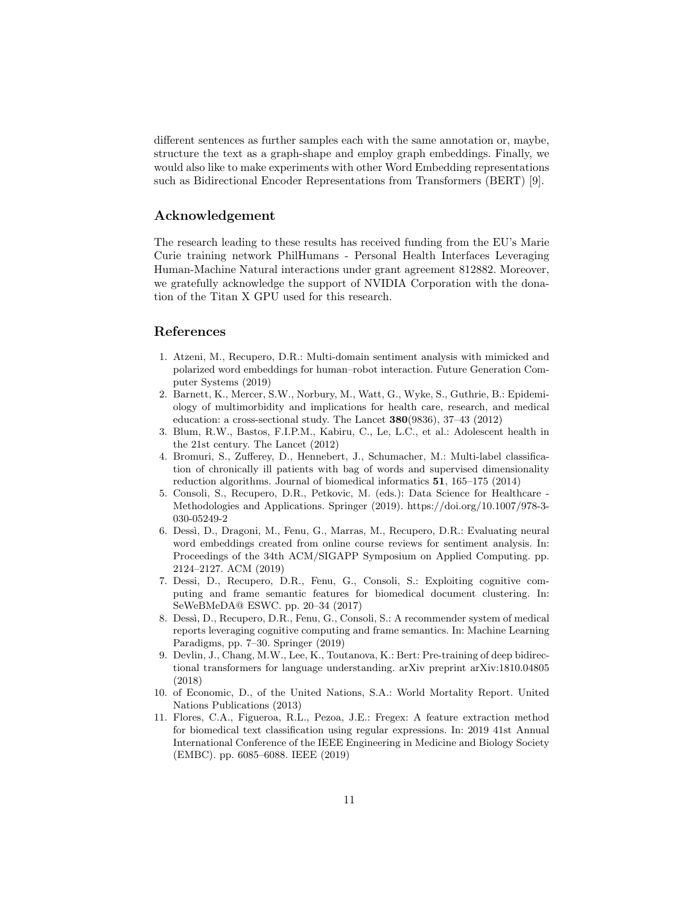different sentences as further samples each with the same annotation or, maybe, structure the text as a graph-shape and employ graph embeddings. Finally, we would also like to make experiments with other Word Embedding representations such as Bidirectional Encoder Representations from Transformers (BERT) [9].

## Acknowledgement

The research leading to these results has received funding from the EU's Marie Curie training network PhilHumans - Personal Health Interfaces Leveraging Human-Machine Natural interactions under grant agreement 812882. Moreover, we gratefully acknowledge the support of NVIDIA Corporation with the donation of the Titan X GPU used for this research.

## References

1. Atzeni, M., Recupero, D.R.: Multi-domain sentiment analysis with mimicked and polarized word embeddings for human–robot interaction. Future Generation Computer Systems (2019)
2. Barnett, K., Mercer, S.W., Norbury, M., Watt, G., Wyke, S., Guthrie, B.: Epidemiology of multimorbidity and implications for health care, research, and medical education: a cross-sectional study. The Lancet **380**(9836), 37–43 (2012)
3. Blum, R.W., Bastos, F.I.P.M., Kabiru, C., Le, L.C., et al.: Adolescent health in the 21st century. The Lancet (2012)
4. Bromuri, S., Zufferey, D., Hennebert, J., Schumacher, M.: Multi-label classification of chronically ill patients with bag of words and supervised dimensionality reduction algorithms. Journal of biomedical informatics **51**, 165–175 (2014)
5. Consoli, S., Recupero, D.R., Petkovic, M. (eds.): Data Science for Healthcare - Methodologies and Applications. Springer (2019). https://doi.org/10.1007/978-3-030-05249-2
6. Dessì, D., Dragoni, M., Fenu, G., Marras, M., Recupero, D.R.: Evaluating neural word embeddings created from online course reviews for sentiment analysis. In: Proceedings of the 34th ACM/SIGAPP Symposium on Applied Computing. pp. 2124–2127. ACM (2019)
7. Dessi, D., Recupero, D.R., Fenu, G., Consoli, S.: Exploiting cognitive computing and frame semantic features for biomedical document clustering. In: SeWeBMeDA@ ESWC. pp. 20–34 (2017)
8. Dessì, D., Recupero, D.R., Fenu, G., Consoli, S.: A recommender system of medical reports leveraging cognitive computing and frame semantics. In: Machine Learning Paradigms, pp. 7–30. Springer (2019)
9. Devlin, J., Chang, M.W., Lee, K., Toutanova, K.: Bert: Pre-training of deep bidirectional transformers for language understanding. arXiv preprint arXiv:1810.04805 (2018)
10. of Economic, D., of the United Nations, S.A.: World Mortality Report. United Nations Publications (2013)
11. Flores, C.A., Figueroa, R.L., Pezoa, J.E.: Fregex: A feature extraction method for biomedical text classification using regular expressions. In: 2019 41st Annual International Conference of the IEEE Engineering in Medicine and Biology Society (EMBC). pp. 6085–6088. IEEE (2019)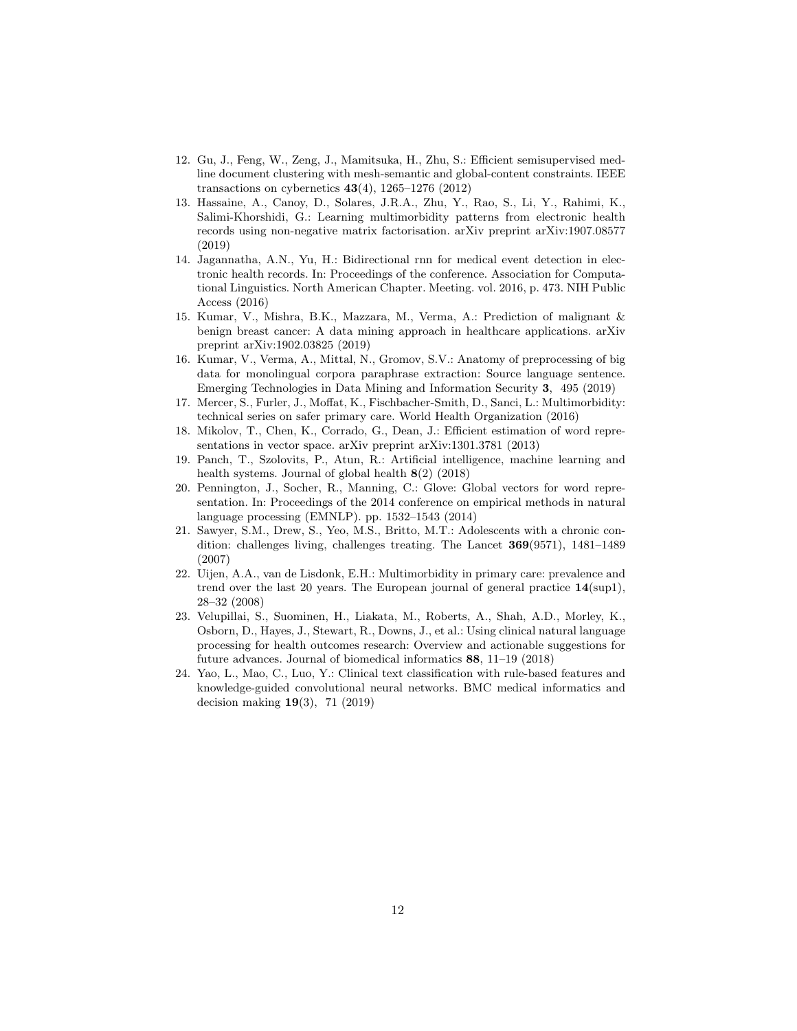12. Gu, J., Feng, W., Zeng, J., Mamitsuka, H., Zhu, S.: Efficient semisupervised medline document clustering with mesh-semantic and global-content constraints. IEEE transactions on cybernetics **43**(4), 1265–1276 (2012)
13. Hassaine, A., Canoy, D., Solares, J.R.A., Zhu, Y., Rao, S., Li, Y., Rahimi, K., Salimi-Khorshidi, G.: Learning multimorbidity patterns from electronic health records using non-negative matrix factorisation. arXiv preprint arXiv:1907.08577 (2019)
14. Jagannatha, A.N., Yu, H.: Bidirectional rnn for medical event detection in electronic health records. In: Proceedings of the conference. Association for Computational Linguistics. North American Chapter. Meeting. vol. 2016, p. 473. NIH Public Access (2016)
15. Kumar, V., Mishra, B.K., Mazzara, M., Verma, A.: Prediction of malignant & benign breast cancer: A data mining approach in healthcare applications. arXiv preprint arXiv:1902.03825 (2019)
16. Kumar, V., Verma, A., Mittal, N., Gromov, S.V.: Anatomy of preprocessing of big data for monolingual corpora paraphrase extraction: Source language sentence. Emerging Technologies in Data Mining and Information Security **3**, 495 (2019)
17. Mercer, S., Furler, J., Moffat, K., Fischbacher-Smith, D., Sanci, L.: Multimorbidity: technical series on safer primary care. World Health Organization (2016)
18. Mikolov, T., Chen, K., Corrado, G., Dean, J.: Efficient estimation of word representations in vector space. arXiv preprint arXiv:1301.3781 (2013)
19. Panch, T., Szolovits, P., Atun, R.: Artificial intelligence, machine learning and health systems. Journal of global health **8**(2) (2018)
20. Pennington, J., Socher, R., Manning, C.: Glove: Global vectors for word representation. In: Proceedings of the 2014 conference on empirical methods in natural language processing (EMNLP). pp. 1532–1543 (2014)
21. Sawyer, S.M., Drew, S., Yeo, M.S., Britto, M.T.: Adolescents with a chronic condition: challenges living, challenges treating. The Lancet **369**(9571), 1481–1489 (2007)
22. Uijen, A.A., van de Lisdonk, E.H.: Multimorbidity in primary care: prevalence and trend over the last 20 years. The European journal of general practice **14**(sup1), 28–32 (2008)
23. Velupillai, S., Suominen, H., Liakata, M., Roberts, A., Shah, A.D., Morley, K., Osborn, D., Hayes, J., Stewart, R., Downs, J., et al.: Using clinical natural language processing for health outcomes research: Overview and actionable suggestions for future advances. Journal of biomedical informatics **88**, 11–19 (2018)
24. Yao, L., Mao, C., Luo, Y.: Clinical text classification with rule-based features and knowledge-guided convolutional neural networks. BMC medical informatics and decision making **19**(3), 71 (2019)